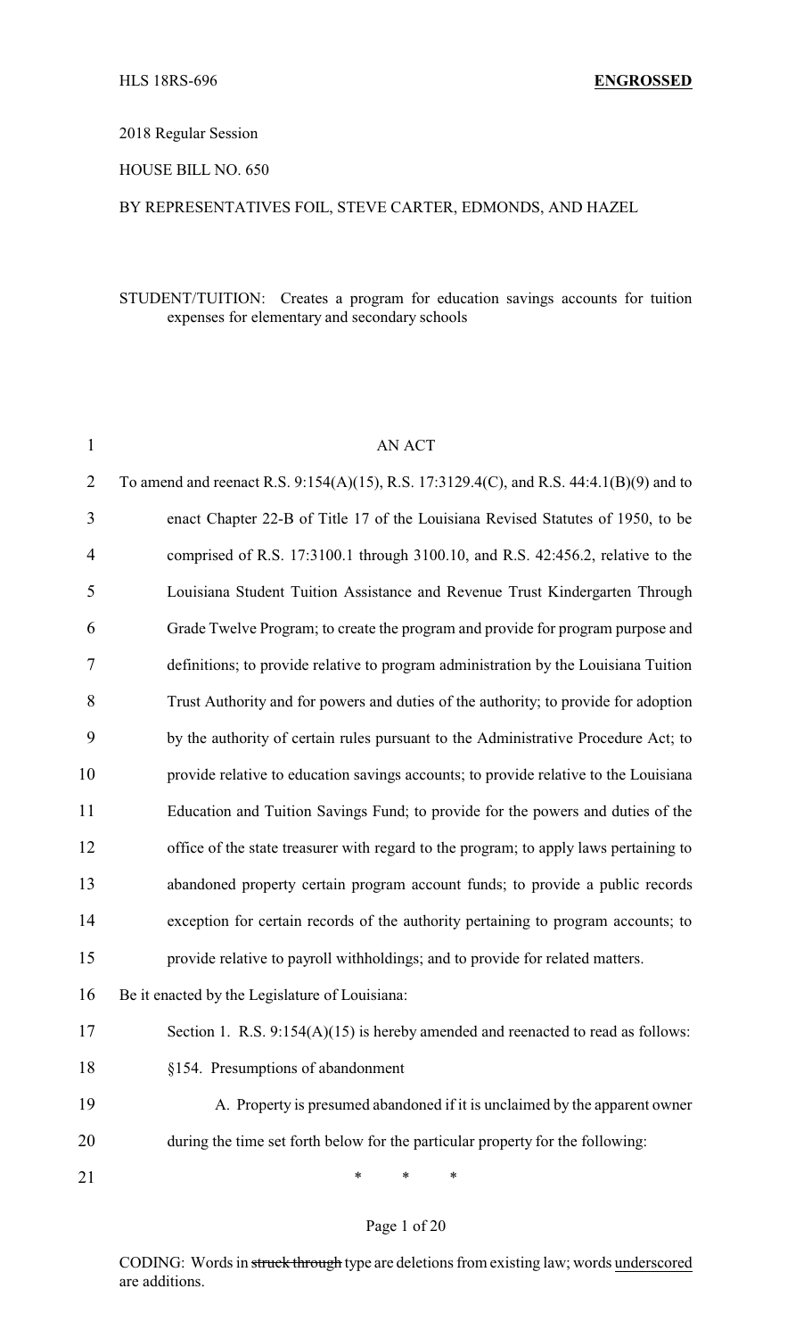2018 Regular Session

HOUSE BILL NO. 650

BY REPRESENTATIVES FOIL, STEVE CARTER, EDMONDS, AND HAZEL

STUDENT/TUITION: Creates a program for education savings accounts for tuition expenses for elementary and secondary schools

AN ACT

To amend and reenact R.S. 9:154(A)(15), R.S. 17:3129.4(C), and R.S. 44:4.1(B)(9) and to enact Chapter 22-B of Title 17 of the Louisiana Revised Statutes of 1950, to be comprised of R.S. 17:3100.1 through 3100.10, and R.S. 42:456.2, relative to the Louisiana Student Tuition Assistance and Revenue Trust Kindergarten Through Grade Twelve Program; to create the program and provide for program purpose and definitions; to provide relative to program administration by the Louisiana Tuition Trust Authority and for powers and duties of the authority; to provide for adoption by the authority of certain rules pursuant to the Administrative Procedure Act; to provide relative to education savings accounts; to provide relative to the Louisiana Education and Tuition Savings Fund; to provide for the powers and duties of the office of the state treasurer with regard to the program; to apply laws pertaining to abandoned property certain program account funds; to provide a public records exception for certain records of the authority pertaining to program accounts; to provide relative to payroll withholdings; and to provide for related matters.

Be it enacted by the Legislature of Louisiana:

Section 1. R.S. 9:154(A)(15) is hereby amended and reenacted to read as follows:

§154. Presumptions of abandonment

A. Property is presumed abandoned if it is unclaimed by the apparent owner during the time set forth below for the particular property for the following:

\* \* \*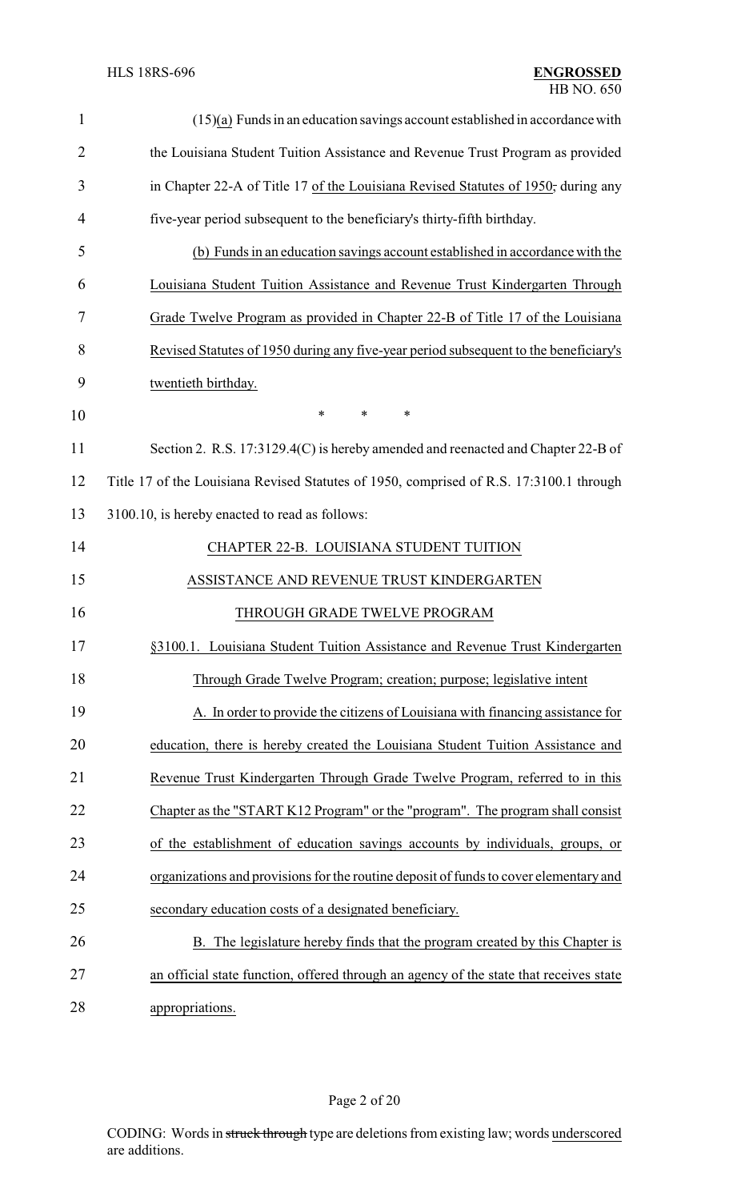(15)(a) Funds in an education savings account established in accordance with the Louisiana Student Tuition Assistance and Revenue Trust Program as provided in Chapter 22-A of Title 17 of the Louisiana Revised Statutes of 1950, during any five-year period subsequent to the beneficiary's thirty-fifth birthday.

(b) Funds in an education savings account established in accordance with the Louisiana Student Tuition Assistance and Revenue Trust Kindergarten Through Grade Twelve Program as provided in Chapter 22-B of Title 17 of the Louisiana Revised Statutes of 1950 during any five-year period subsequent to the beneficiary's twentieth birthday.

\* \* \*

Section 2. R.S. 17:3129.4(C) is hereby amended and reenacted and Chapter 22-B of Title 17 of the Louisiana Revised Statutes of 1950, comprised of R.S. 17:3100.1 through 3100.10, is hereby enacted to read as follows:

CHAPTER 22-B. LOUISIANA STUDENT TUITION ASSISTANCE AND REVENUE TRUST KINDERGARTEN THROUGH GRADE TWELVE PROGRAM

§3100.1. Louisiana Student Tuition Assistance and Revenue Trust Kindergarten Through Grade Twelve Program; creation; purpose; legislative intent

A. In order to provide the citizens of Louisiana with financing assistance for education, there is hereby created the Louisiana Student Tuition Assistance and Revenue Trust Kindergarten Through Grade Twelve Program, referred to in this Chapter as the "START K12 Program" or the "program". The program shall consist of the establishment of education savings accounts by individuals, groups, or organizations and provisions for the routine deposit of funds to cover elementary and secondary education costs of a designated beneficiary.

B. The legislature hereby finds that the program created by this Chapter is an official state function, offered through an agency of the state that receives state appropriations.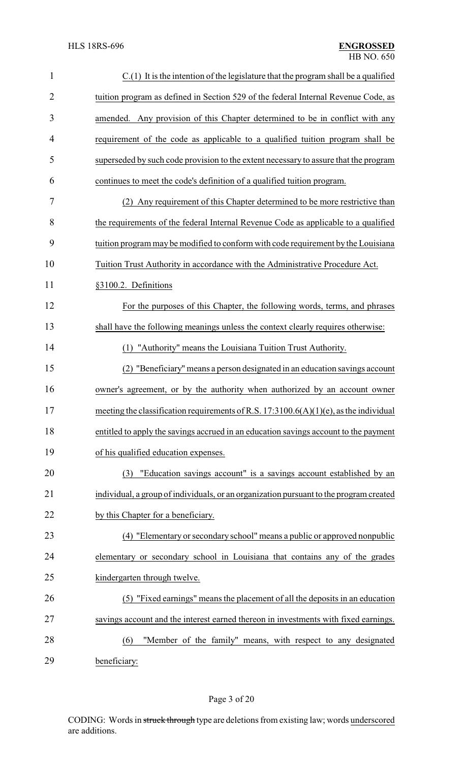C.(1) It is the intention of the legislature that the program shall be a qualified tuition program as defined in Section 529 of the federal Internal Revenue Code, as amended. Any provision of this Chapter determined to be in conflict with any requirement of the code as applicable to a qualified tuition program shall be superseded by such code provision to the extent necessary to assure that the program continues to meet the code's definition of a qualified tuition program.

(2) Any requirement of this Chapter determined to be more restrictive than the requirements of the federal Internal Revenue Code as applicable to a qualified tuition program may be modified to conform with code requirement by the Louisiana Tuition Trust Authority in accordance with the Administrative Procedure Act.

§3100.2. Definitions

For the purposes of this Chapter, the following words, terms, and phrases shall have the following meanings unless the context clearly requires otherwise:

(1) "Authority" means the Louisiana Tuition Trust Authority.

(2) "Beneficiary" means a person designated in an education savings account owner's agreement, or by the authority when authorized by an account owner meeting the classification requirements of R.S. 17:3100.6(A)(1)(e), as the individual entitled to apply the savings accrued in an education savings account to the payment of his qualified education expenses.

(3) "Education savings account" is a savings account established by an individual, a group of individuals, or an organization pursuant to the program created by this Chapter for a beneficiary.

(4) "Elementary or secondary school" means a public or approved nonpublic elementary or secondary school in Louisiana that contains any of the grades kindergarten through twelve.

(5) "Fixed earnings" means the placement of all the deposits in an education savings account and the interest earned thereon in investments with fixed earnings.

(6) "Member of the family" means, with respect to any designated beneficiary: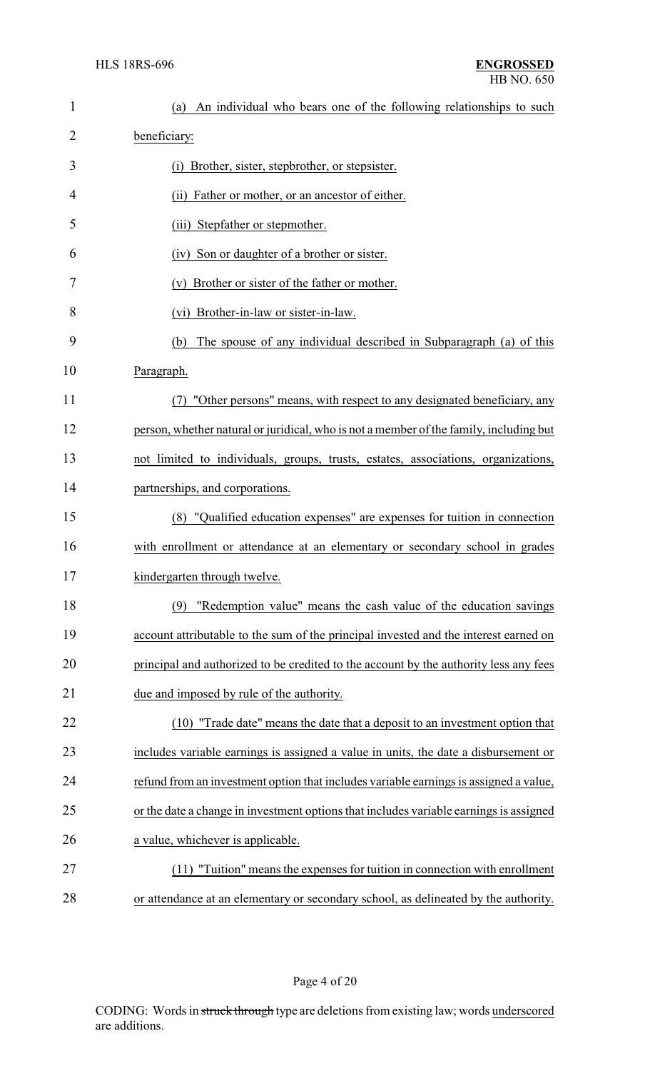(a) An individual who bears one of the following relationships to such beneficiary:

(i) Brother, sister, stepbrother, or stepsister.

(ii) Father or mother, or an ancestor of either.

(iii) Stepfather or stepmother.

(iv) Son or daughter of a brother or sister.

(v) Brother or sister of the father or mother.

(vi) Brother-in-law or sister-in-law.

(b) The spouse of any individual described in Subparagraph (a) of this Paragraph.

(7) "Other persons" means, with respect to any designated beneficiary, any person, whether natural or juridical, who is not a member of the family, including but not limited to individuals, groups, trusts, estates, associations, organizations, partnerships, and corporations.

(8) "Qualified education expenses" are expenses for tuition in connection with enrollment or attendance at an elementary or secondary school in grades kindergarten through twelve.

(9) "Redemption value" means the cash value of the education savings account attributable to the sum of the principal invested and the interest earned on principal and authorized to be credited to the account by the authority less any fees due and imposed by rule of the authority.

(10) "Trade date" means the date that a deposit to an investment option that includes variable earnings is assigned a value in units, the date a disbursement or refund from an investment option that includes variable earnings is assigned a value, or the date a change in investment options that includes variable earnings is assigned a value, whichever is applicable.

(11) "Tuition" means the expenses for tuition in connection with enrollment or attendance at an elementary or secondary school, as delineated by the authority.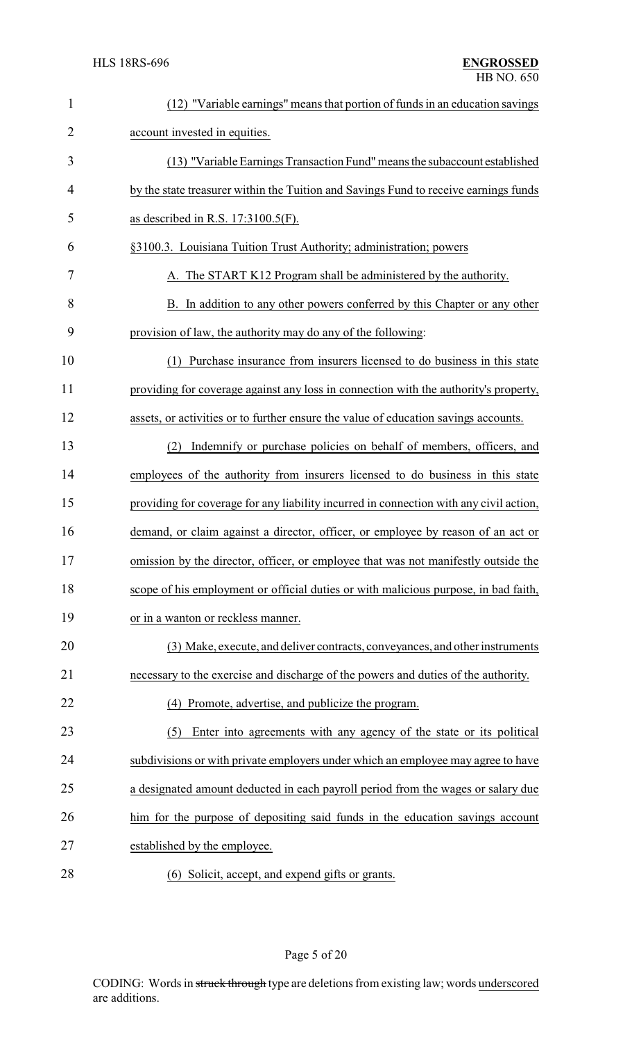(12) "Variable earnings" means that portion of funds in an education savings account invested in equities.

(13) "Variable Earnings Transaction Fund" means the subaccount established by the state treasurer within the Tuition and Savings Fund to receive earnings funds as described in R.S. 17:3100.5(F).

§3100.3. Louisiana Tuition Trust Authority; administration; powers

A. The START K12 Program shall be administered by the authority.

B. In addition to any other powers conferred by this Chapter or any other provision of law, the authority may do any of the following:

(1) Purchase insurance from insurers licensed to do business in this state providing for coverage against any loss in connection with the authority's property, assets, or activities or to further ensure the value of education savings accounts.

(2) Indemnify or purchase policies on behalf of members, officers, and employees of the authority from insurers licensed to do business in this state providing for coverage for any liability incurred in connection with any civil action, demand, or claim against a director, officer, or employee by reason of an act or omission by the director, officer, or employee that was not manifestly outside the scope of his employment or official duties or with malicious purpose, in bad faith, or in a wanton or reckless manner.

(3) Make, execute, and deliver contracts, conveyances, and other instruments necessary to the exercise and discharge of the powers and duties of the authority.

(4) Promote, advertise, and publicize the program.

(5) Enter into agreements with any agency of the state or its political subdivisions or with private employers under which an employee may agree to have a designated amount deducted in each payroll period from the wages or salary due him for the purpose of depositing said funds in the education savings account established by the employee.

(6) Solicit, accept, and expend gifts or grants.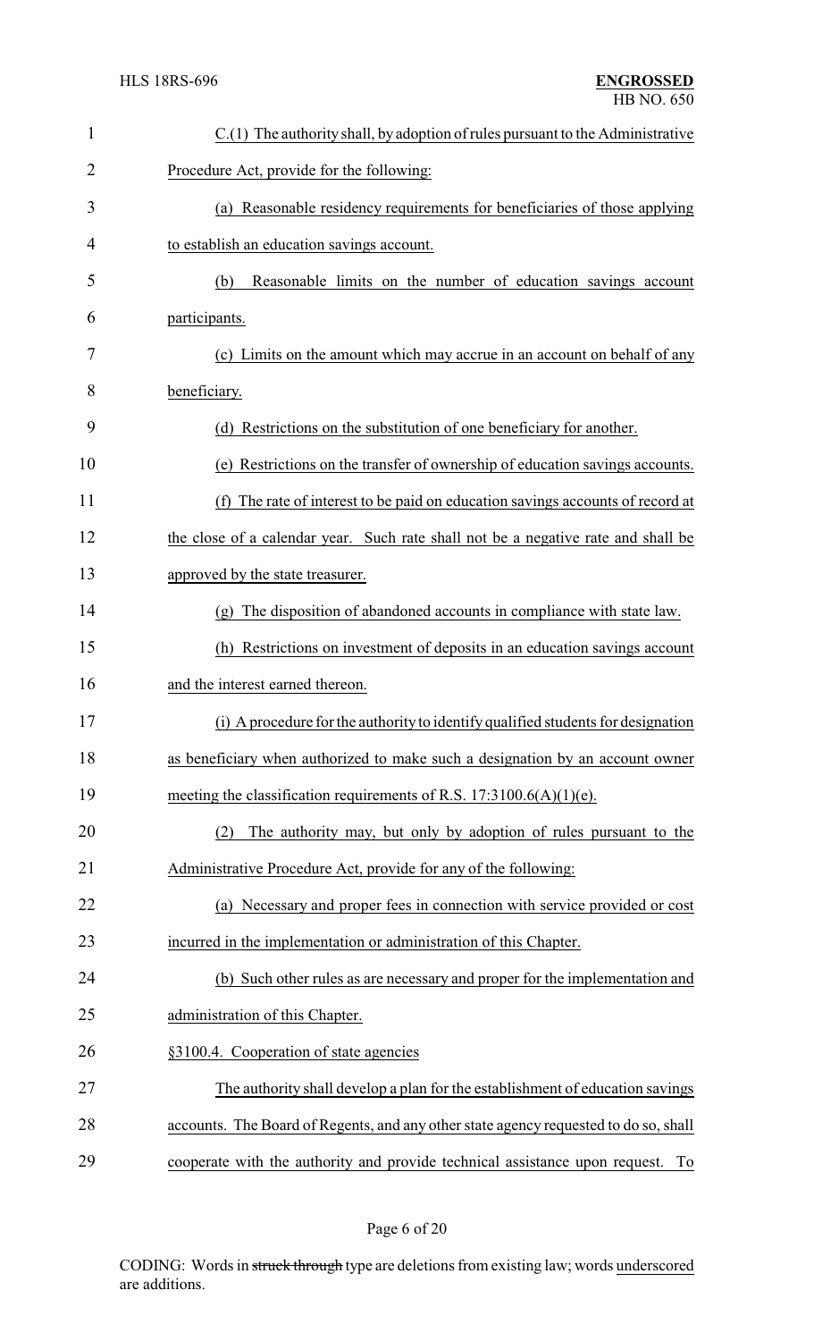C.(1) The authority shall, by adoption of rules pursuant to the Administrative Procedure Act, provide for the following:

(a) Reasonable residency requirements for beneficiaries of those applying to establish an education savings account.

(b) Reasonable limits on the number of education savings account participants.

(c) Limits on the amount which may accrue in an account on behalf of any beneficiary.

(d) Restrictions on the substitution of one beneficiary for another.

(e) Restrictions on the transfer of ownership of education savings accounts.

(f) The rate of interest to be paid on education savings accounts of record at the close of a calendar year. Such rate shall not be a negative rate and shall be approved by the state treasurer.

(g) The disposition of abandoned accounts in compliance with state law.

(h) Restrictions on investment of deposits in an education savings account and the interest earned thereon.

(i) A procedure for the authority to identify qualified students for designation as beneficiary when authorized to make such a designation by an account owner meeting the classification requirements of R.S. 17:3100.6(A)(1)(e).

(2) The authority may, but only by adoption of rules pursuant to the Administrative Procedure Act, provide for any of the following:

(a) Necessary and proper fees in connection with service provided or cost incurred in the implementation or administration of this Chapter.

(b) Such other rules as are necessary and proper for the implementation and administration of this Chapter.

§3100.4. Cooperation of state agencies

The authority shall develop a plan for the establishment of education savings accounts. The Board of Regents, and any other state agency requested to do so, shall cooperate with the authority and provide technical assistance upon request. To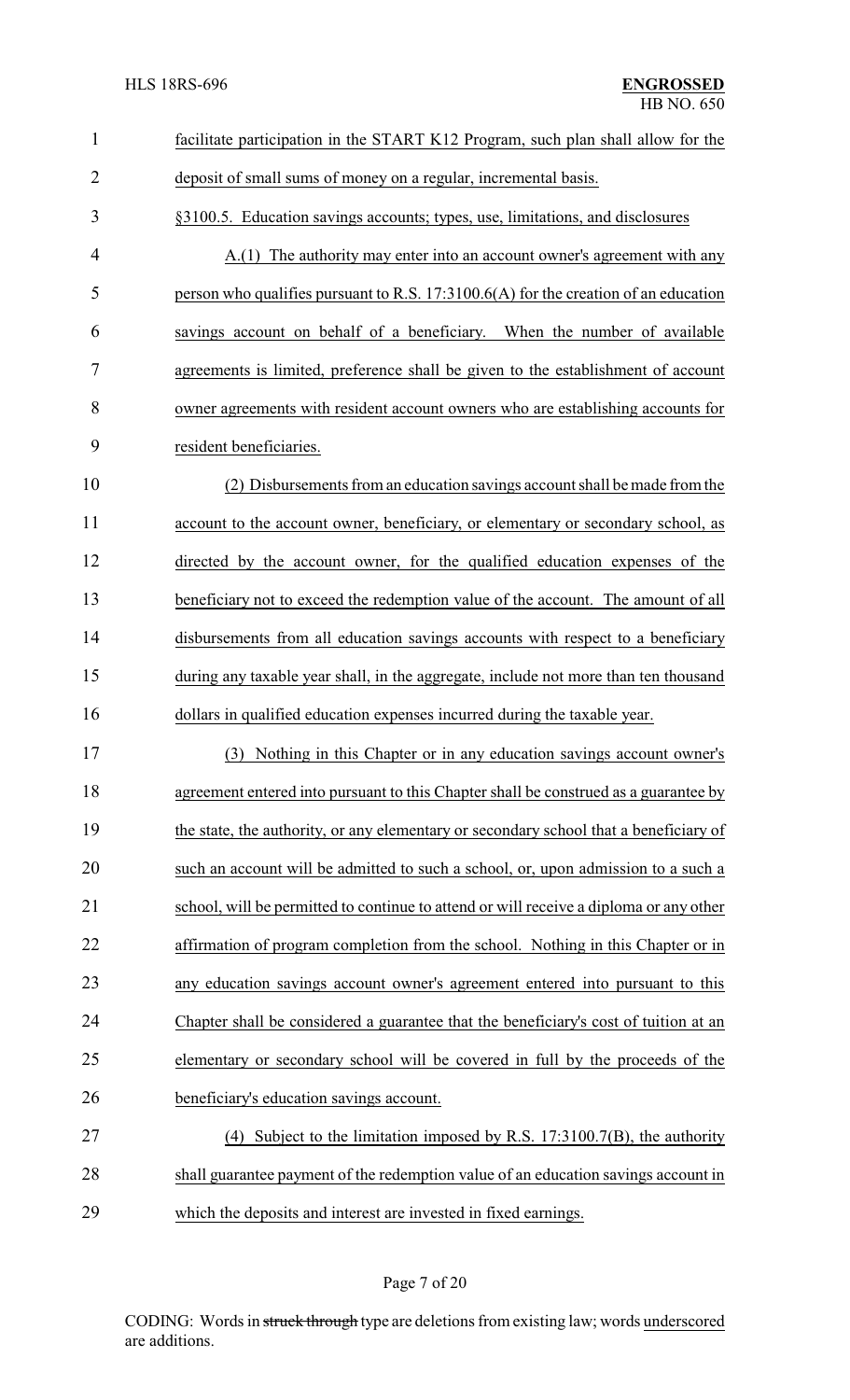facilitate participation in the START K12 Program, such plan shall allow for the deposit of small sums of money on a regular, incremental basis.

§3100.5. Education savings accounts; types, use, limitations, and disclosures

A.(1) The authority may enter into an account owner's agreement with any person who qualifies pursuant to R.S. 17:3100.6(A) for the creation of an education savings account on behalf of a beneficiary. When the number of available agreements is limited, preference shall be given to the establishment of account owner agreements with resident account owners who are establishing accounts for resident beneficiaries.

(2) Disbursements from an education savings account shall be made from the account to the account owner, beneficiary, or elementary or secondary school, as directed by the account owner, for the qualified education expenses of the beneficiary not to exceed the redemption value of the account. The amount of all disbursements from all education savings accounts with respect to a beneficiary during any taxable year shall, in the aggregate, include not more than ten thousand dollars in qualified education expenses incurred during the taxable year.

(3) Nothing in this Chapter or in any education savings account owner's agreement entered into pursuant to this Chapter shall be construed as a guarantee by the state, the authority, or any elementary or secondary school that a beneficiary of such an account will be admitted to such a school, or, upon admission to a such a school, will be permitted to continue to attend or will receive a diploma or any other affirmation of program completion from the school. Nothing in this Chapter or in any education savings account owner's agreement entered into pursuant to this Chapter shall be considered a guarantee that the beneficiary's cost of tuition at an elementary or secondary school will be covered in full by the proceeds of the beneficiary's education savings account.

(4) Subject to the limitation imposed by R.S. 17:3100.7(B), the authority shall guarantee payment of the redemption value of an education savings account in which the deposits and interest are invested in fixed earnings.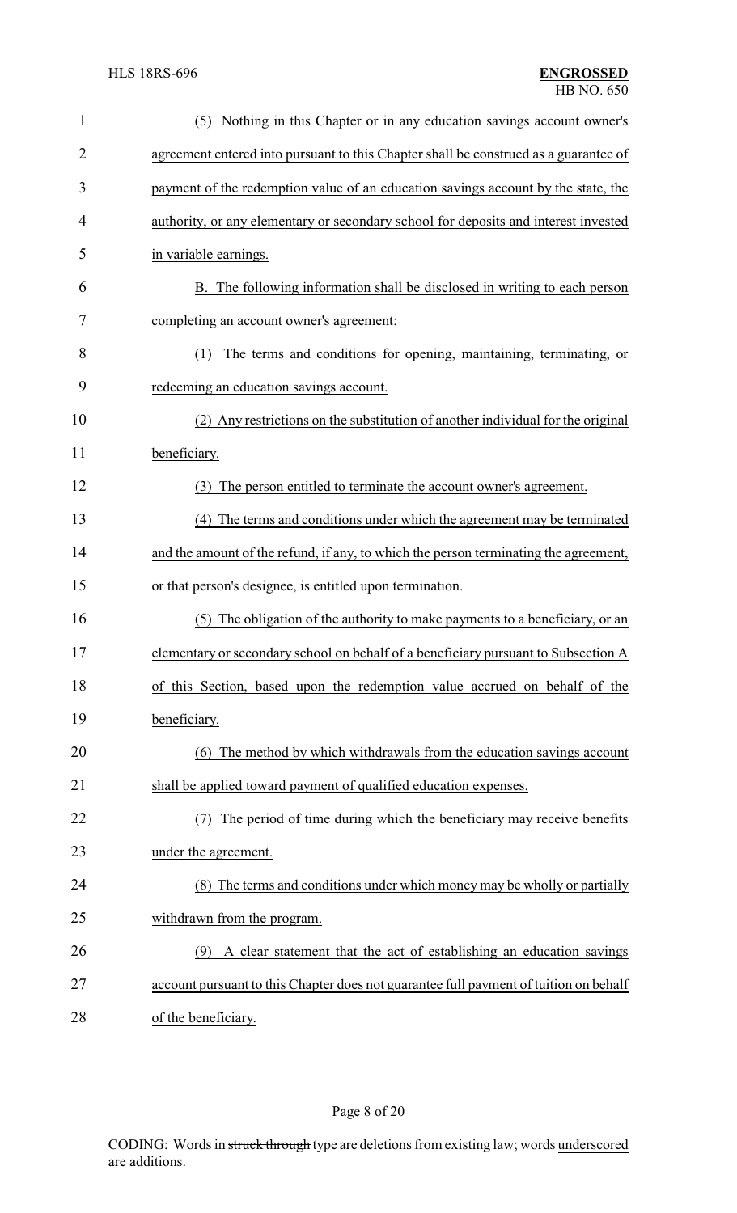(5) Nothing in this Chapter or in any education savings account owner's agreement entered into pursuant to this Chapter shall be construed as a guarantee of payment of the redemption value of an education savings account by the state, the authority, or any elementary or secondary school for deposits and interest invested in variable earnings.

B. The following information shall be disclosed in writing to each person completing an account owner's agreement:

(1) The terms and conditions for opening, maintaining, terminating, or redeeming an education savings account.

(2) Any restrictions on the substitution of another individual for the original beneficiary.

(3) The person entitled to terminate the account owner's agreement.

(4) The terms and conditions under which the agreement may be terminated and the amount of the refund, if any, to which the person terminating the agreement, or that person's designee, is entitled upon termination.

(5) The obligation of the authority to make payments to a beneficiary, or an elementary or secondary school on behalf of a beneficiary pursuant to Subsection A of this Section, based upon the redemption value accrued on behalf of the beneficiary.

(6) The method by which withdrawals from the education savings account shall be applied toward payment of qualified education expenses.

(7) The period of time during which the beneficiary may receive benefits under the agreement.

(8) The terms and conditions under which money may be wholly or partially withdrawn from the program.

(9) A clear statement that the act of establishing an education savings account pursuant to this Chapter does not guarantee full payment of tuition on behalf of the beneficiary.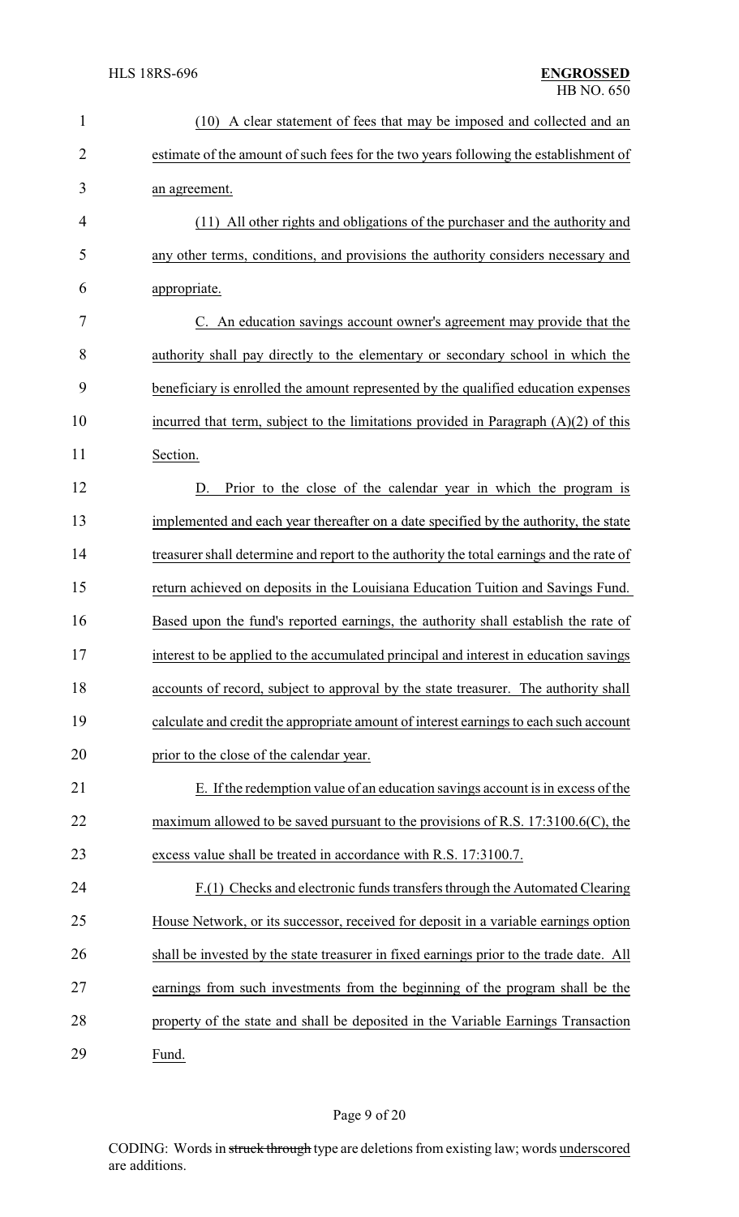(10) A clear statement of fees that may be imposed and collected and an estimate of the amount of such fees for the two years following the establishment of an agreement.

(11) All other rights and obligations of the purchaser and the authority and any other terms, conditions, and provisions the authority considers necessary and appropriate.

C. An education savings account owner's agreement may provide that the authority shall pay directly to the elementary or secondary school in which the beneficiary is enrolled the amount represented by the qualified education expenses incurred that term, subject to the limitations provided in Paragraph (A)(2) of this Section.

D. Prior to the close of the calendar year in which the program is implemented and each year thereafter on a date specified by the authority, the state treasurer shall determine and report to the authority the total earnings and the rate of return achieved on deposits in the Louisiana Education Tuition and Savings Fund. Based upon the fund's reported earnings, the authority shall establish the rate of interest to be applied to the accumulated principal and interest in education savings accounts of record, subject to approval by the state treasurer. The authority shall calculate and credit the appropriate amount of interest earnings to each such account prior to the close of the calendar year.

E. If the redemption value of an education savings account is in excess of the maximum allowed to be saved pursuant to the provisions of R.S. 17:3100.6(C), the excess value shall be treated in accordance with R.S. 17:3100.7.

F.(1) Checks and electronic funds transfers through the Automated Clearing House Network, or its successor, received for deposit in a variable earnings option shall be invested by the state treasurer in fixed earnings prior to the trade date. All earnings from such investments from the beginning of the program shall be the property of the state and shall be deposited in the Variable Earnings Transaction Fund.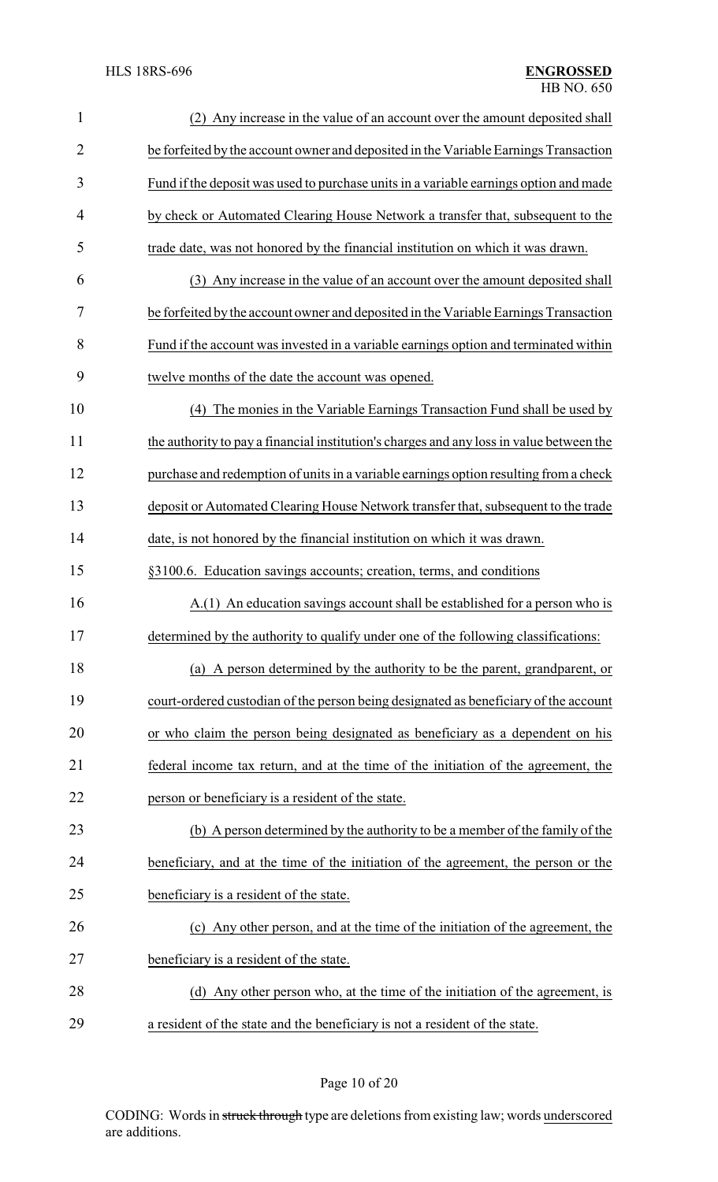(2) Any increase in the value of an account over the amount deposited shall be forfeited by the account owner and deposited in the Variable Earnings Transaction Fund if the deposit was used to purchase units in a variable earnings option and made by check or Automated Clearing House Network a transfer that, subsequent to the trade date, was not honored by the financial institution on which it was drawn.

(3) Any increase in the value of an account over the amount deposited shall be forfeited by the account owner and deposited in the Variable Earnings Transaction Fund if the account was invested in a variable earnings option and terminated within twelve months of the date the account was opened.

(4) The monies in the Variable Earnings Transaction Fund shall be used by the authority to pay a financial institution's charges and any loss in value between the purchase and redemption of units in a variable earnings option resulting from a check deposit or Automated Clearing House Network transfer that, subsequent to the trade date, is not honored by the financial institution on which it was drawn.

§3100.6. Education savings accounts; creation, terms, and conditions

A.(1) An education savings account shall be established for a person who is determined by the authority to qualify under one of the following classifications:

(a) A person determined by the authority to be the parent, grandparent, or court-ordered custodian of the person being designated as beneficiary of the account or who claim the person being designated as beneficiary as a dependent on his federal income tax return, and at the time of the initiation of the agreement, the person or beneficiary is a resident of the state.

(b) A person determined by the authority to be a member of the family of the beneficiary, and at the time of the initiation of the agreement, the person or the beneficiary is a resident of the state.

(c) Any other person, and at the time of the initiation of the agreement, the beneficiary is a resident of the state.

(d) Any other person who, at the time of the initiation of the agreement, is a resident of the state and the beneficiary is not a resident of the state.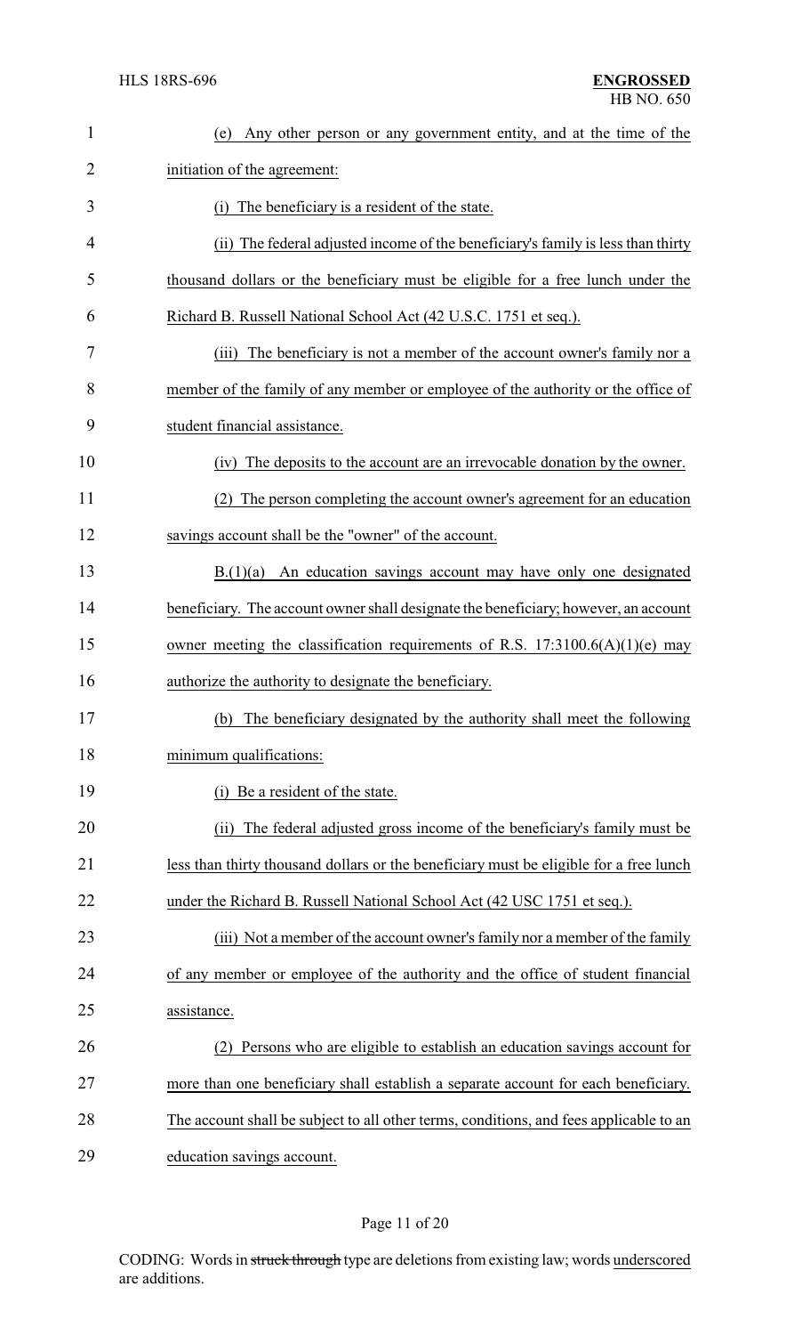(e) Any other person or any government entity, and at the time of the initiation of the agreement:

(i) The beneficiary is a resident of the state.

(ii) The federal adjusted income of the beneficiary's family is less than thirty thousand dollars or the beneficiary must be eligible for a free lunch under the Richard B. Russell National School Act (42 U.S.C. 1751 et seq.).

(iii) The beneficiary is not a member of the account owner's family nor a member of the family of any member or employee of the authority or the office of student financial assistance.

(iv) The deposits to the account are an irrevocable donation by the owner.

(2) The person completing the account owner's agreement for an education savings account shall be the "owner" of the account.

B.(1)(a) An education savings account may have only one designated beneficiary. The account owner shall designate the beneficiary; however, an account owner meeting the classification requirements of R.S. 17:3100.6(A)(1)(e) may authorize the authority to designate the beneficiary.

(b) The beneficiary designated by the authority shall meet the following minimum qualifications:

(i) Be a resident of the state.

(ii) The federal adjusted gross income of the beneficiary's family must be less than thirty thousand dollars or the beneficiary must be eligible for a free lunch under the Richard B. Russell National School Act (42 USC 1751 et seq.).

(iii) Not a member of the account owner's family nor a member of the family of any member or employee of the authority and the office of student financial assistance.

(2) Persons who are eligible to establish an education savings account for more than one beneficiary shall establish a separate account for each beneficiary. The account shall be subject to all other terms, conditions, and fees applicable to an education savings account.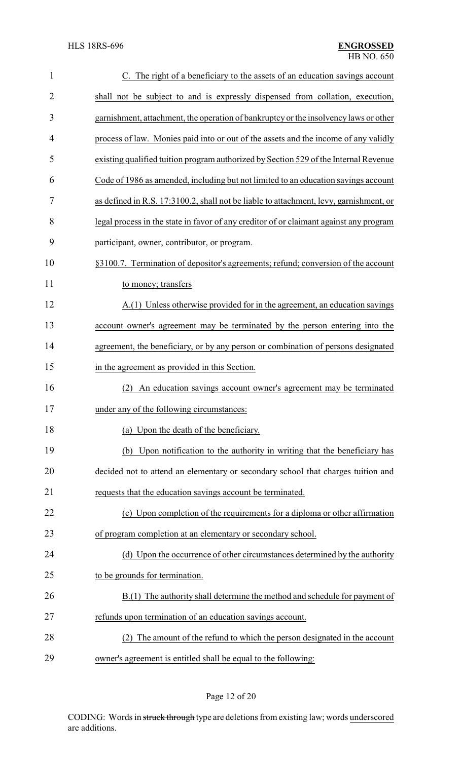C. The right of a beneficiary to the assets of an education savings account shall not be subject to and is expressly dispensed from collation, execution, garnishment, attachment, the operation of bankruptcy or the insolvency laws or other process of law. Monies paid into or out of the assets and the income of any validly existing qualified tuition program authorized by Section 529 of the Internal Revenue Code of 1986 as amended, including but not limited to an education savings account as defined in R.S. 17:3100.2, shall not be liable to attachment, levy, garnishment, or legal process in the state in favor of any creditor of or claimant against any program participant, owner, contributor, or program.

§3100.7. Termination of depositor's agreements; refund; conversion of the account to money; transfers

A.(1) Unless otherwise provided for in the agreement, an education savings account owner's agreement may be terminated by the person entering into the agreement, the beneficiary, or by any person or combination of persons designated in the agreement as provided in this Section.

(2) An education savings account owner's agreement may be terminated under any of the following circumstances:

(a) Upon the death of the beneficiary.

(b) Upon notification to the authority in writing that the beneficiary has decided not to attend an elementary or secondary school that charges tuition and requests that the education savings account be terminated.

(c) Upon completion of the requirements for a diploma or other affirmation of program completion at an elementary or secondary school.

(d) Upon the occurrence of other circumstances determined by the authority to be grounds for termination.

B.(1) The authority shall determine the method and schedule for payment of refunds upon termination of an education savings account.

(2) The amount of the refund to which the person designated in the account owner's agreement is entitled shall be equal to the following: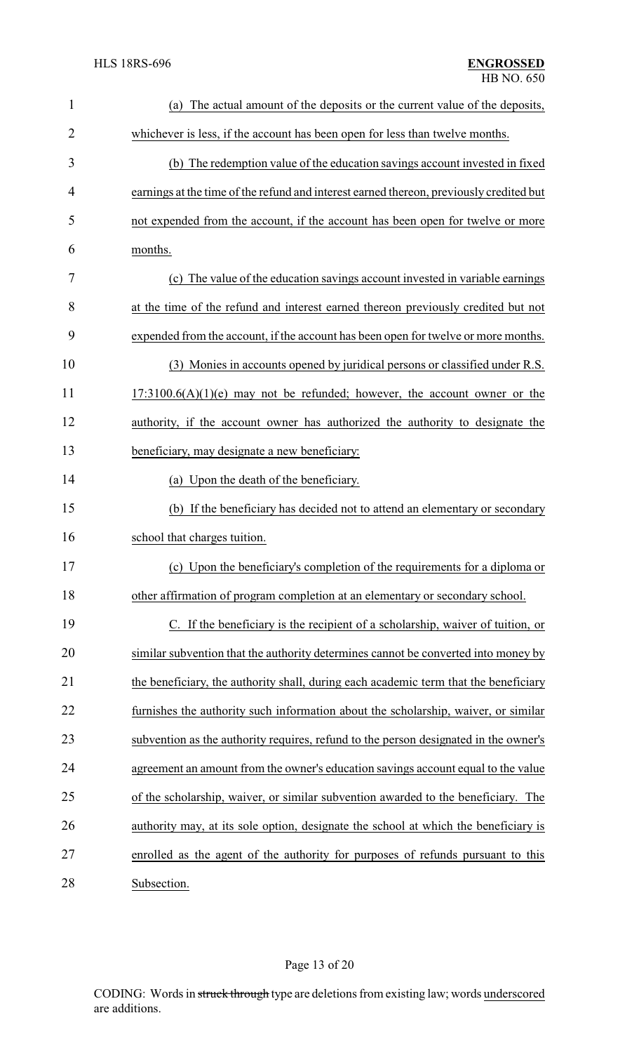(a) The actual amount of the deposits or the current value of the deposits, whichever is less, if the account has been open for less than twelve months.

(b) The redemption value of the education savings account invested in fixed earnings at the time of the refund and interest earned thereon, previously credited but not expended from the account, if the account has been open for twelve or more months.

(c) The value of the education savings account invested in variable earnings at the time of the refund and interest earned thereon previously credited but not expended from the account, if the account has been open for twelve or more months.

(3) Monies in accounts opened by juridical persons or classified under R.S. 17:3100.6(A)(1)(e) may not be refunded; however, the account owner or the authority, if the account owner has authorized the authority to designate the beneficiary, may designate a new beneficiary:

(a) Upon the death of the beneficiary.

(b) If the beneficiary has decided not to attend an elementary or secondary school that charges tuition.

(c) Upon the beneficiary's completion of the requirements for a diploma or other affirmation of program completion at an elementary or secondary school.

C. If the beneficiary is the recipient of a scholarship, waiver of tuition, or similar subvention that the authority determines cannot be converted into money by the beneficiary, the authority shall, during each academic term that the beneficiary furnishes the authority such information about the scholarship, waiver, or similar subvention as the authority requires, refund to the person designated in the owner's agreement an amount from the owner's education savings account equal to the value of the scholarship, waiver, or similar subvention awarded to the beneficiary. The authority may, at its sole option, designate the school at which the beneficiary is enrolled as the agent of the authority for purposes of refunds pursuant to this Subsection.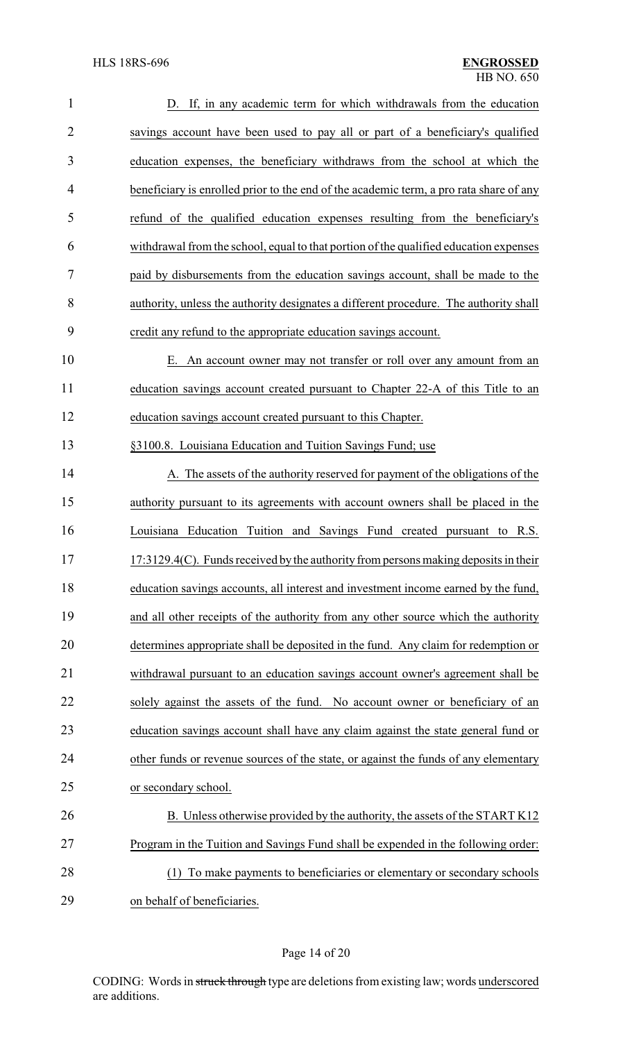D. If, in any academic term for which withdrawals from the education savings account have been used to pay all or part of a beneficiary's qualified education expenses, the beneficiary withdraws from the school at which the beneficiary is enrolled prior to the end of the academic term, a pro rata share of any refund of the qualified education expenses resulting from the beneficiary's withdrawal from the school, equal to that portion of the qualified education expenses paid by disbursements from the education savings account, shall be made to the authority, unless the authority designates a different procedure. The authority shall credit any refund to the appropriate education savings account.

E. An account owner may not transfer or roll over any amount from an education savings account created pursuant to Chapter 22-A of this Title to an education savings account created pursuant to this Chapter.

§3100.8. Louisiana Education and Tuition Savings Fund; use

A. The assets of the authority reserved for payment of the obligations of the authority pursuant to its agreements with account owners shall be placed in the Louisiana Education Tuition and Savings Fund created pursuant to R.S. 17:3129.4(C). Funds received by the authority from persons making deposits in their education savings accounts, all interest and investment income earned by the fund, and all other receipts of the authority from any other source which the authority determines appropriate shall be deposited in the fund. Any claim for redemption or withdrawal pursuant to an education savings account owner's agreement shall be solely against the assets of the fund. No account owner or beneficiary of an education savings account shall have any claim against the state general fund or other funds or revenue sources of the state, or against the funds of any elementary or secondary school.

B. Unless otherwise provided by the authority, the assets of the START K12 Program in the Tuition and Savings Fund shall be expended in the following order:

(1) To make payments to beneficiaries or elementary or secondary schools on behalf of beneficiaries.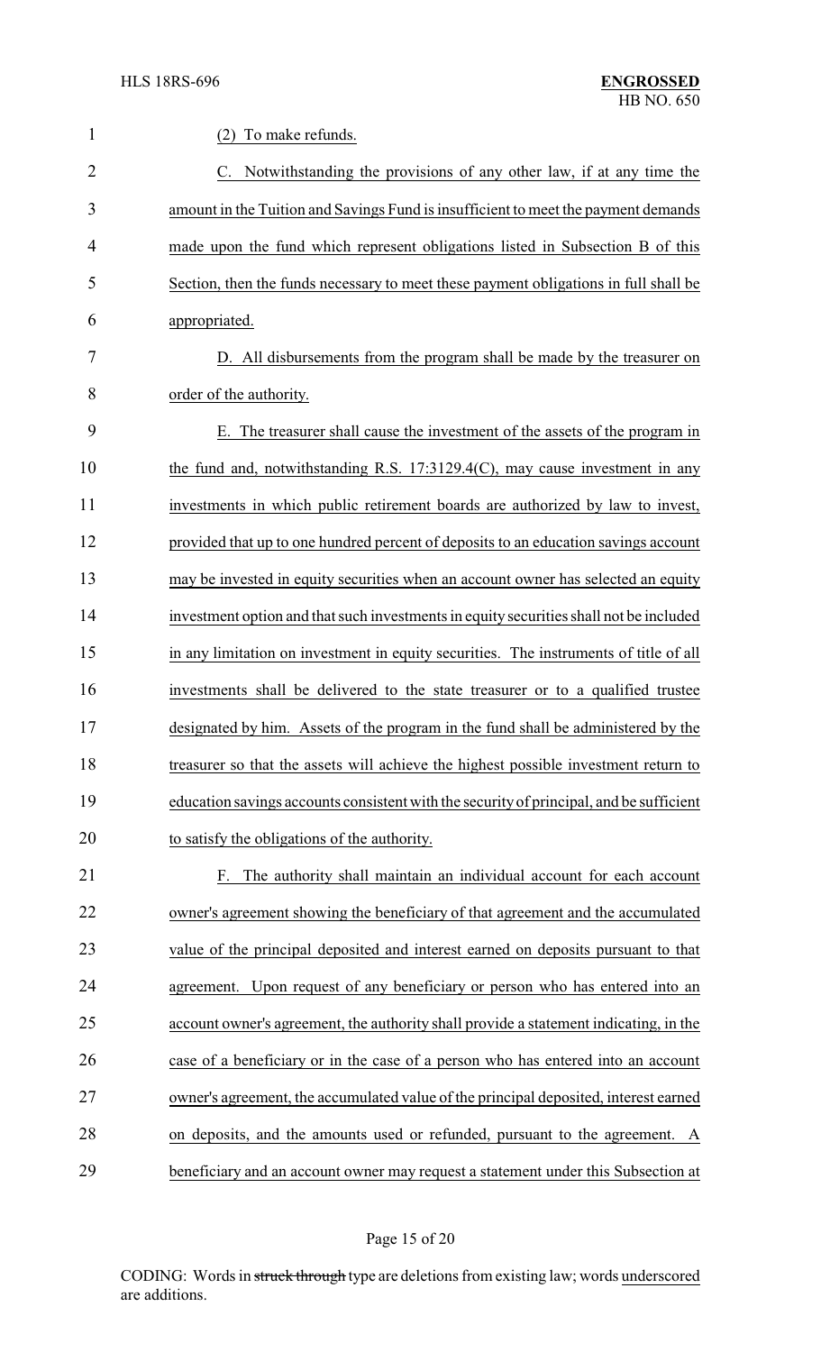(2) To make refunds.

C. Notwithstanding the provisions of any other law, if at any time the amount in the Tuition and Savings Fund is insufficient to meet the payment demands made upon the fund which represent obligations listed in Subsection B of this Section, then the funds necessary to meet these payment obligations in full shall be appropriated.

D. All disbursements from the program shall be made by the treasurer on order of the authority.

E. The treasurer shall cause the investment of the assets of the program in the fund and, notwithstanding R.S. 17:3129.4(C), may cause investment in any investments in which public retirement boards are authorized by law to invest, provided that up to one hundred percent of deposits to an education savings account may be invested in equity securities when an account owner has selected an equity investment option and that such investments in equity securities shall not be included in any limitation on investment in equity securities. The instruments of title of all investments shall be delivered to the state treasurer or to a qualified trustee designated by him. Assets of the program in the fund shall be administered by the treasurer so that the assets will achieve the highest possible investment return to education savings accounts consistent with the security of principal, and be sufficient to satisfy the obligations of the authority.

F. The authority shall maintain an individual account for each account owner's agreement showing the beneficiary of that agreement and the accumulated value of the principal deposited and interest earned on deposits pursuant to that agreement. Upon request of any beneficiary or person who has entered into an account owner's agreement, the authority shall provide a statement indicating, in the case of a beneficiary or in the case of a person who has entered into an account owner's agreement, the accumulated value of the principal deposited, interest earned on deposits, and the amounts used or refunded, pursuant to the agreement. A beneficiary and an account owner may request a statement under this Subsection at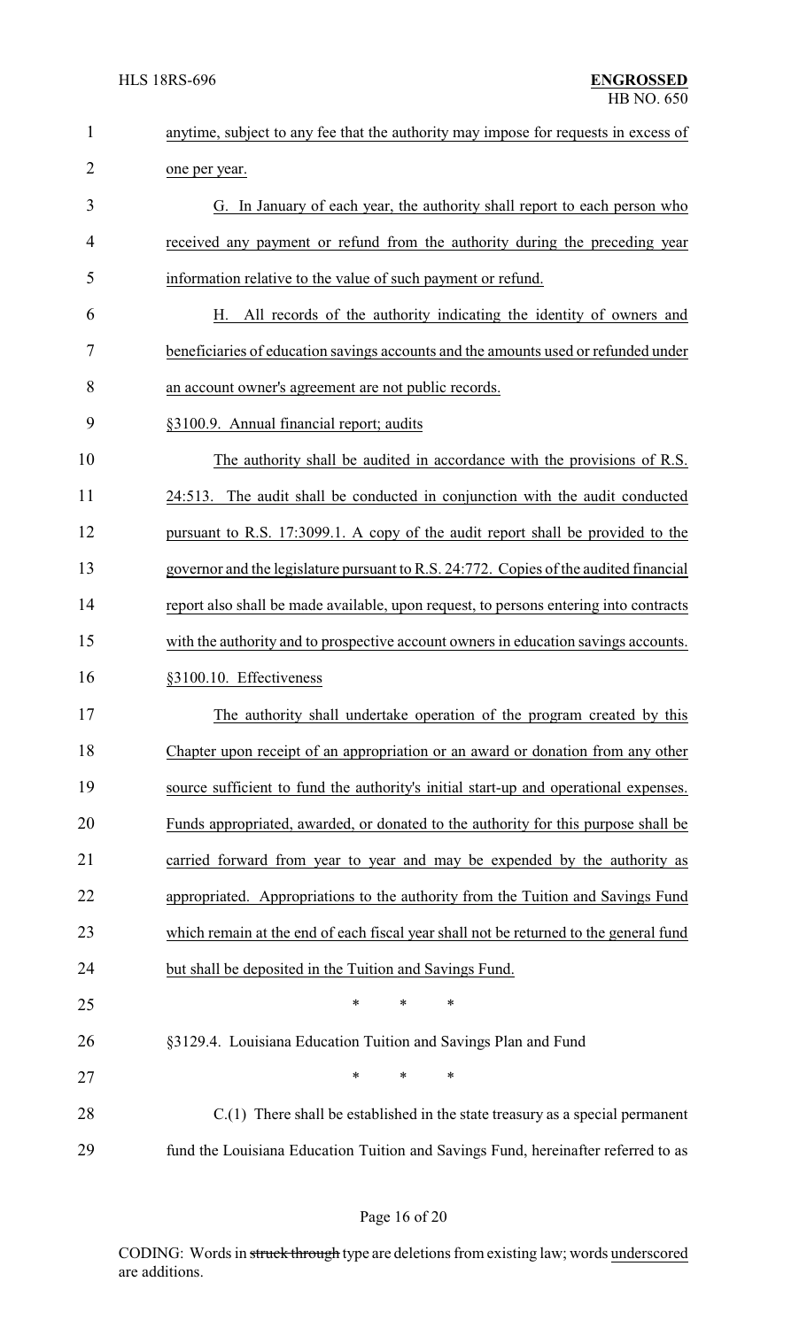anytime, subject to any fee that the authority may impose for requests in excess of one per year.

G. In January of each year, the authority shall report to each person who received any payment or refund from the authority during the preceding year information relative to the value of such payment or refund.

H. All records of the authority indicating the identity of owners and beneficiaries of education savings accounts and the amounts used or refunded under an account owner's agreement are not public records.

§3100.9. Annual financial report; audits

The authority shall be audited in accordance with the provisions of R.S. 24:513. The audit shall be conducted in conjunction with the audit conducted pursuant to R.S. 17:3099.1. A copy of the audit report shall be provided to the governor and the legislature pursuant to R.S. 24:772. Copies of the audited financial report also shall be made available, upon request, to persons entering into contracts with the authority and to prospective account owners in education savings accounts.

§3100.10. Effectiveness

The authority shall undertake operation of the program created by this Chapter upon receipt of an appropriation or an award or donation from any other source sufficient to fund the authority's initial start-up and operational expenses. Funds appropriated, awarded, or donated to the authority for this purpose shall be carried forward from year to year and may be expended by the authority as appropriated. Appropriations to the authority from the Tuition and Savings Fund which remain at the end of each fiscal year shall not be returned to the general fund but shall be deposited in the Tuition and Savings Fund.

\* \* \*

§3129.4. Louisiana Education Tuition and Savings Plan and Fund

\* \* \*

C.(1) There shall be established in the state treasury as a special permanent fund the Louisiana Education Tuition and Savings Fund, hereinafter referred to as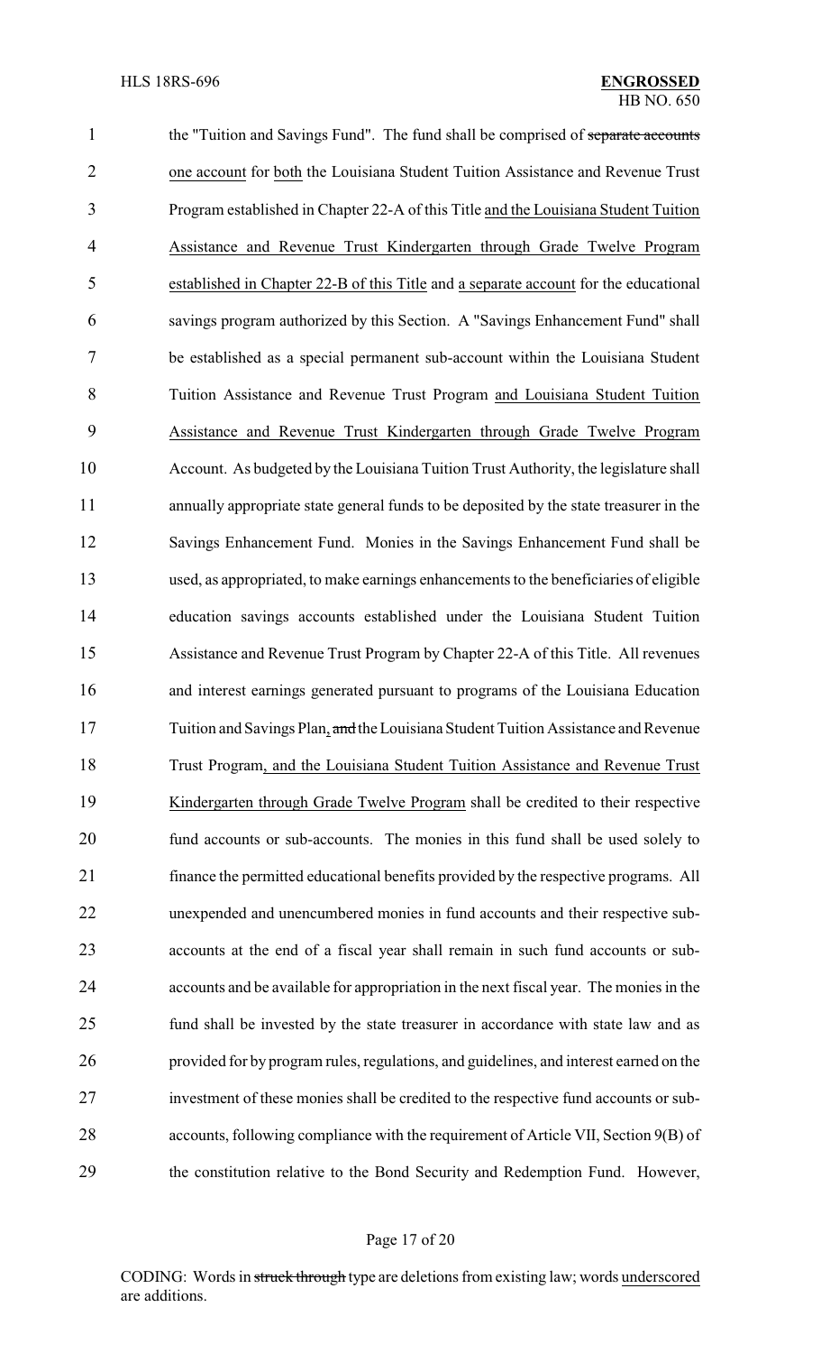the "Tuition and Savings Fund". The fund shall be comprised of ~~separate accounts~~ one account for both the Louisiana Student Tuition Assistance and Revenue Trust Program established in Chapter 22-A of this Title and the Louisiana Student Tuition Assistance and Revenue Trust Kindergarten through Grade Twelve Program established in Chapter 22-B of this Title and a separate account for the educational savings program authorized by this Section. A "Savings Enhancement Fund" shall be established as a special permanent sub-account within the Louisiana Student Tuition Assistance and Revenue Trust Program and Louisiana Student Tuition Assistance and Revenue Trust Kindergarten through Grade Twelve Program Account. As budgeted by the Louisiana Tuition Trust Authority, the legislature shall annually appropriate state general funds to be deposited by the state treasurer in the Savings Enhancement Fund. Monies in the Savings Enhancement Fund shall be used, as appropriated, to make earnings enhancements to the beneficiaries of eligible education savings accounts established under the Louisiana Student Tuition Assistance and Revenue Trust Program by Chapter 22-A of this Title. All revenues and interest earnings generated pursuant to programs of the Louisiana Education Tuition and Savings Plan, ~~and~~ the Louisiana Student Tuition Assistance and Revenue Trust Program, and the Louisiana Student Tuition Assistance and Revenue Trust Kindergarten through Grade Twelve Program shall be credited to their respective fund accounts or sub-accounts. The monies in this fund shall be used solely to finance the permitted educational benefits provided by the respective programs. All unexpended and unencumbered monies in fund accounts and their respective sub-accounts at the end of a fiscal year shall remain in such fund accounts or sub-accounts and be available for appropriation in the next fiscal year. The monies in the fund shall be invested by the state treasurer in accordance with state law and as provided for by program rules, regulations, and guidelines, and interest earned on the investment of these monies shall be credited to the respective fund accounts or sub-accounts, following compliance with the requirement of Article VII, Section 9(B) of the constitution relative to the Bond Security and Redemption Fund. However,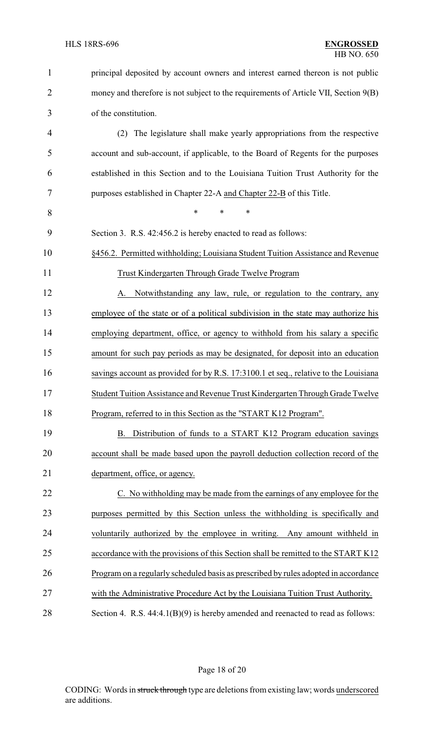principal deposited by account owners and interest earned thereon is not public money and therefore is not subject to the requirements of Article VII, Section 9(B) of the constitution.

(2) The legislature shall make yearly appropriations from the respective account and sub-account, if applicable, to the Board of Regents for the purposes established in this Section and to the Louisiana Tuition Trust Authority for the purposes established in Chapter 22-A and Chapter 22-B of this Title.

\* \* \*

Section 3. R.S. 42:456.2 is hereby enacted to read as follows:

§456.2. Permitted withholding; Louisiana Student Tuition Assistance and Revenue Trust Kindergarten Through Grade Twelve Program

A. Notwithstanding any law, rule, or regulation to the contrary, any employee of the state or of a political subdivision in the state may authorize his employing department, office, or agency to withhold from his salary a specific amount for such pay periods as may be designated, for deposit into an education savings account as provided for by R.S. 17:3100.1 et seq., relative to the Louisiana Student Tuition Assistance and Revenue Trust Kindergarten Through Grade Twelve Program, referred to in this Section as the "START K12 Program".

B. Distribution of funds to a START K12 Program education savings account shall be made based upon the payroll deduction collection record of the department, office, or agency.

C. No withholding may be made from the earnings of any employee for the purposes permitted by this Section unless the withholding is specifically and voluntarily authorized by the employee in writing. Any amount withheld in accordance with the provisions of this Section shall be remitted to the START K12 Program on a regularly scheduled basis as prescribed by rules adopted in accordance with the Administrative Procedure Act by the Louisiana Tuition Trust Authority.

Section 4. R.S. 44:4.1(B)(9) is hereby amended and reenacted to read as follows: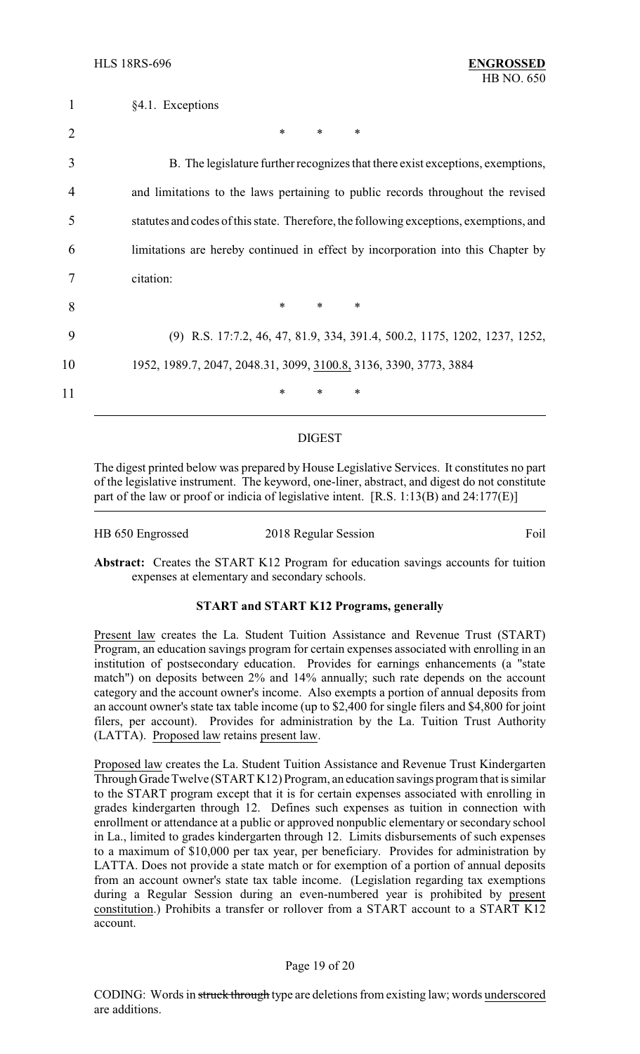§4.1. Exceptions

\* \* \*

B. The legislature further recognizes that there exist exceptions, exemptions, and limitations to the laws pertaining to public records throughout the revised statutes and codes of this state. Therefore, the following exceptions, exemptions, and limitations are hereby continued in effect by incorporation into this Chapter by citation:

\* \* \*

(9) R.S. 17:7.2, 46, 47, 81.9, 334, 391.4, 500.2, 1175, 1202, 1237, 1252, 1952, 1989.7, 2047, 2048.31, 3099, <u>3100.8,</u> 3136, 3390, 3773, 3884

\* \* \*

---

DIGEST

The digest printed below was prepared by House Legislative Services. It constitutes no part of the legislative instrument. The keyword, one-liner, abstract, and digest do not constitute part of the law or proof or indicia of legislative intent. [R.S. 1:13(B) and 24:177(E)]

HB 650 Engrossed    2018 Regular Session    Foil

**Abstract:** Creates the START K12 Program for education savings accounts for tuition expenses at elementary and secondary schools.

**START and START K12 Programs, generally**

<u>Present law</u> creates the La. Student Tuition Assistance and Revenue Trust (START) Program, an education savings program for certain expenses associated with enrolling in an institution of postsecondary education. Provides for earnings enhancements (a "state match") on deposits between 2% and 14% annually; such rate depends on the account category and the account owner's income. Also exempts a portion of annual deposits from an account owner's state tax table income (up to $2,400 for single filers and $4,800 for joint filers, per account). Provides for administration by the La. Tuition Trust Authority (LATTA). <u>Proposed law</u> retains <u>present law</u>.

<u>Proposed law</u> creates the La. Student Tuition Assistance and Revenue Trust Kindergarten Through Grade Twelve (START K12) Program, an education savings program that is similar to the START program except that it is for certain expenses associated with enrolling in grades kindergarten through 12. Defines such expenses as tuition in connection with enrollment or attendance at a public or approved nonpublic elementary or secondary school in La., limited to grades kindergarten through 12. Limits disbursements of such expenses to a maximum of $10,000 per tax year, per beneficiary. Provides for administration by LATTA. Does not provide a state match or for exemption of a portion of annual deposits from an account owner's state tax table income. (Legislation regarding tax exemptions during a Regular Session during an even-numbered year is prohibited by <u>present constitution</u>.) Prohibits a transfer or rollover from a START account to a START K12 account.

CODING: Words in ~~struck through~~ type are deletions from existing law; words <u>underscored</u> are additions.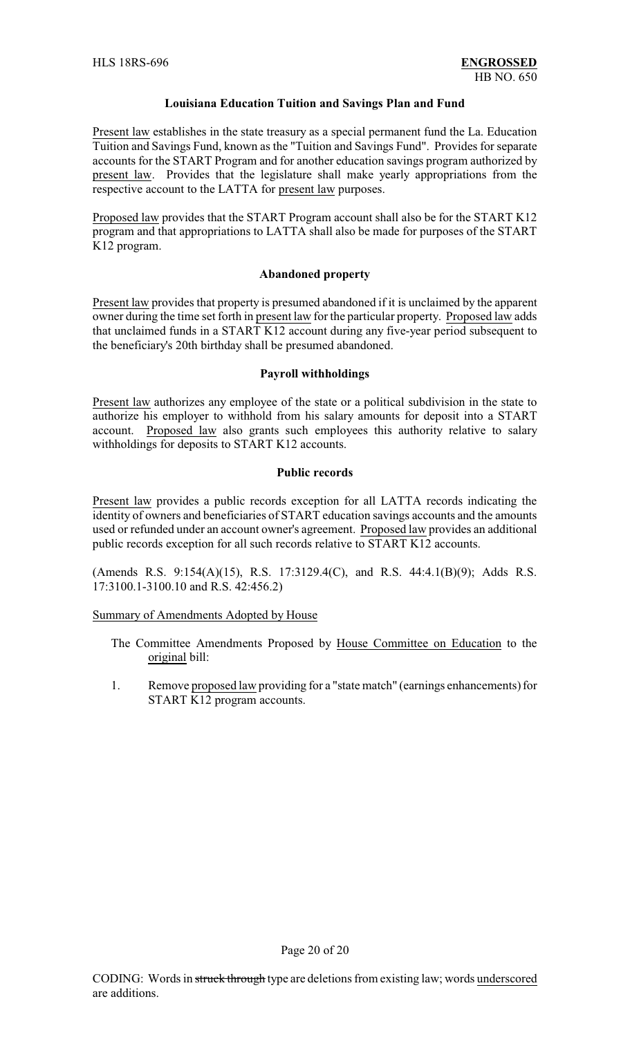### Louisiana Education Tuition and Savings Plan and Fund

Present law establishes in the state treasury as a special permanent fund the La. Education Tuition and Savings Fund, known as the "Tuition and Savings Fund". Provides for separate accounts for the START Program and for another education savings program authorized by present law. Provides that the legislature shall make yearly appropriations from the respective account to the LATTA for present law purposes.

Proposed law provides that the START Program account shall also be for the START K12 program and that appropriations to LATTA shall also be made for purposes of the START K12 program.

### Abandoned property

Present law provides that property is presumed abandoned if it is unclaimed by the apparent owner during the time set forth in present law for the particular property. Proposed law adds that unclaimed funds in a START K12 account during any five-year period subsequent to the beneficiary's 20th birthday shall be presumed abandoned.

### Payroll withholdings

Present law authorizes any employee of the state or a political subdivision in the state to authorize his employer to withhold from his salary amounts for deposit into a START account. Proposed law also grants such employees this authority relative to salary withholdings for deposits to START K12 accounts.

### Public records

Present law provides a public records exception for all LATTA records indicating the identity of owners and beneficiaries of START education savings accounts and the amounts used or refunded under an account owner's agreement. Proposed law provides an additional public records exception for all such records relative to START K12 accounts.

(Amends R.S. 9:154(A)(15), R.S. 17:3129.4(C), and R.S. 44:4.1(B)(9); Adds R.S. 17:3100.1-3100.10 and R.S. 42:456.2)

Summary of Amendments Adopted by House

The Committee Amendments Proposed by House Committee on Education to the original bill:

1. Remove proposed law providing for a "state match" (earnings enhancements) for START K12 program accounts.

CODING: Words in ~~struck through~~ type are deletions from existing law; words underscored are additions.